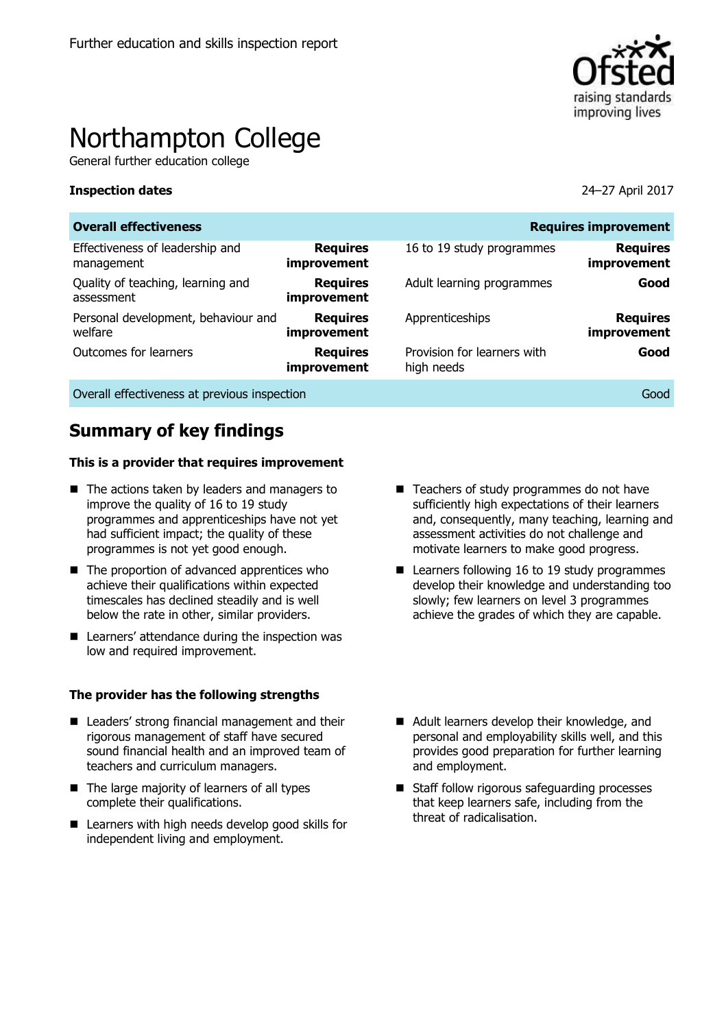Further education and skills inspection report

# Northampton College

General further education college

**Inspection dates** 24–27 April 2017

| **Overall effectiveness** | | | **Requires improvement** |
|---|---|---|---|
| Effectiveness of leadership and management | **Requires improvement** | 16 to 19 study programmes | **Requires improvement** |
| Quality of teaching, learning and assessment | **Requires improvement** | Adult learning programmes | **Good** |
| Personal development, behaviour and welfare | **Requires improvement** | Apprenticeships | **Requires improvement** |
| Outcomes for learners | **Requires improvement** | Provision for learners with high needs | **Good** |
| Overall effectiveness at previous inspection | | | Good |

## Summary of key findings

### This is a provider that requires improvement

- The actions taken by leaders and managers to improve the quality of 16 to 19 study programmes and apprenticeships have not yet had sufficient impact; the quality of these programmes is not yet good enough.
- The proportion of advanced apprentices who achieve their qualifications within expected timescales has declined steadily and is well below the rate in other, similar providers.
- Learners' attendance during the inspection was low and required improvement.
- Teachers of study programmes do not have sufficiently high expectations of their learners and, consequently, many teaching, learning and assessment activities do not challenge and motivate learners to make good progress.
- Learners following 16 to 19 study programmes develop their knowledge and understanding too slowly; few learners on level 3 programmes achieve the grades of which they are capable.

### The provider has the following strengths

- Leaders' strong financial management and their rigorous management of staff have secured sound financial health and an improved team of teachers and curriculum managers.
- The large majority of learners of all types complete their qualifications.
- Learners with high needs develop good skills for independent living and employment.
- Adult learners develop their knowledge, and personal and employability skills well, and this provides good preparation for further learning and employment.
- Staff follow rigorous safeguarding processes that keep learners safe, including from the threat of radicalisation.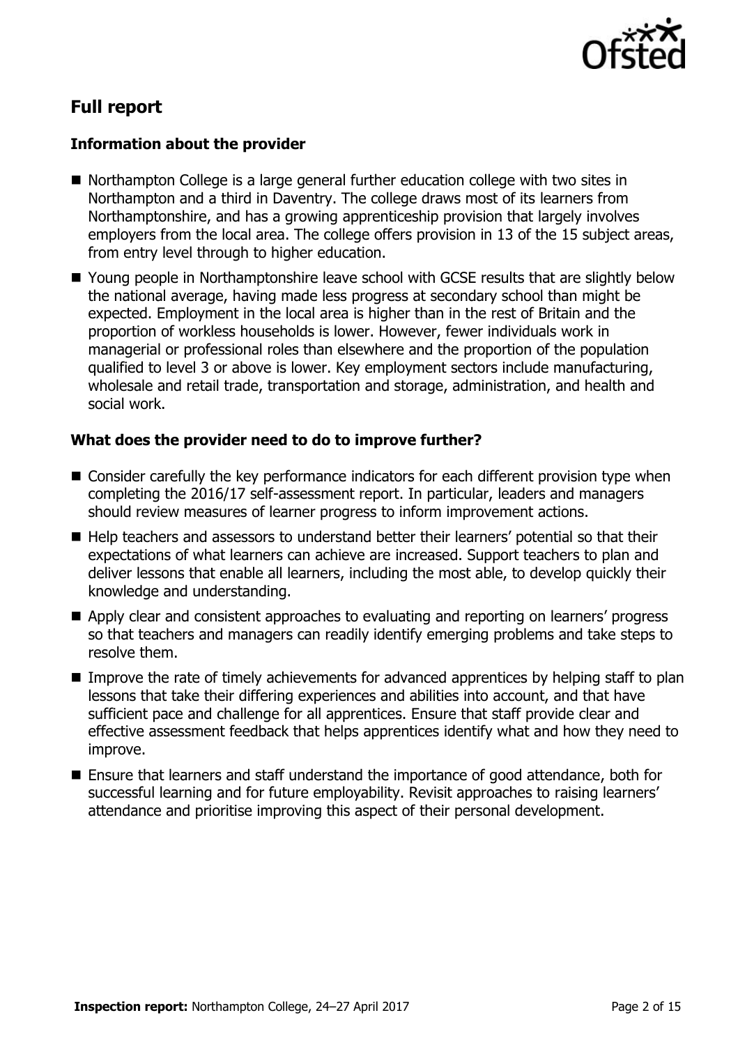## Full report

### Information about the provider

- Northampton College is a large general further education college with two sites in Northampton and a third in Daventry. The college draws most of its learners from Northamptonshire, and has a growing apprenticeship provision that largely involves employers from the local area. The college offers provision in 13 of the 15 subject areas, from entry level through to higher education.
- Young people in Northamptonshire leave school with GCSE results that are slightly below the national average, having made less progress at secondary school than might be expected. Employment in the local area is higher than in the rest of Britain and the proportion of workless households is lower. However, fewer individuals work in managerial or professional roles than elsewhere and the proportion of the population qualified to level 3 or above is lower. Key employment sectors include manufacturing, wholesale and retail trade, transportation and storage, administration, and health and social work.

### What does the provider need to do to improve further?

- Consider carefully the key performance indicators for each different provision type when completing the 2016/17 self-assessment report. In particular, leaders and managers should review measures of learner progress to inform improvement actions.
- Help teachers and assessors to understand better their learners' potential so that their expectations of what learners can achieve are increased. Support teachers to plan and deliver lessons that enable all learners, including the most able, to develop quickly their knowledge and understanding.
- Apply clear and consistent approaches to evaluating and reporting on learners' progress so that teachers and managers can readily identify emerging problems and take steps to resolve them.
- Improve the rate of timely achievements for advanced apprentices by helping staff to plan lessons that take their differing experiences and abilities into account, and that have sufficient pace and challenge for all apprentices. Ensure that staff provide clear and effective assessment feedback that helps apprentices identify what and how they need to improve.
- Ensure that learners and staff understand the importance of good attendance, both for successful learning and for future employability. Revisit approaches to raising learners' attendance and prioritise improving this aspect of their personal development.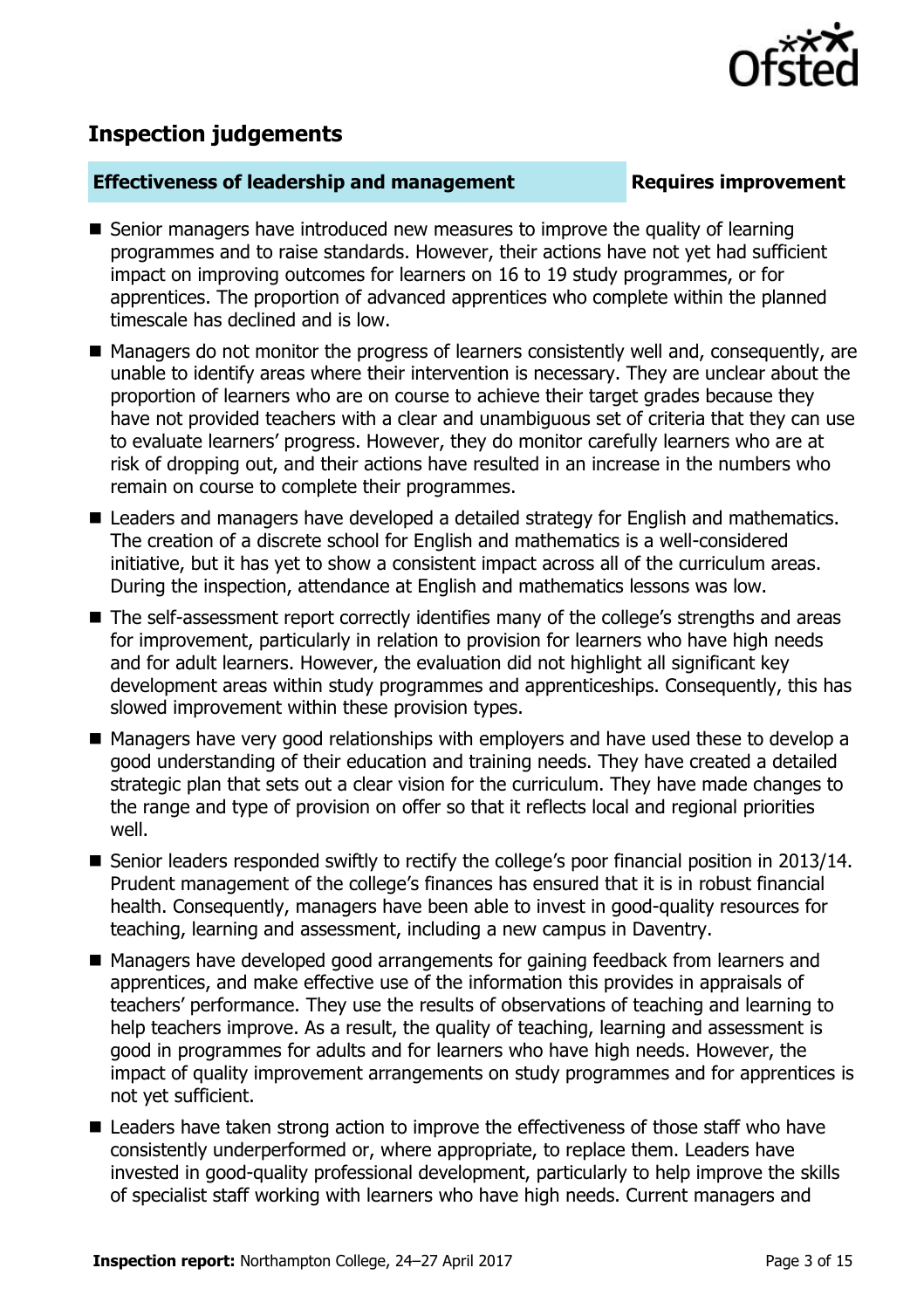## Inspection judgements

**Effectiveness of leadership and management** | **Requires improvement**

- Senior managers have introduced new measures to improve the quality of learning programmes and to raise standards. However, their actions have not yet had sufficient impact on improving outcomes for learners on 16 to 19 study programmes, or for apprentices. The proportion of advanced apprentices who complete within the planned timescale has declined and is low.
- Managers do not monitor the progress of learners consistently well and, consequently, are unable to identify areas where their intervention is necessary. They are unclear about the proportion of learners who are on course to achieve their target grades because they have not provided teachers with a clear and unambiguous set of criteria that they can use to evaluate learners' progress. However, they do monitor carefully learners who are at risk of dropping out, and their actions have resulted in an increase in the numbers who remain on course to complete their programmes.
- Leaders and managers have developed a detailed strategy for English and mathematics. The creation of a discrete school for English and mathematics is a well-considered initiative, but it has yet to show a consistent impact across all of the curriculum areas. During the inspection, attendance at English and mathematics lessons was low.
- The self-assessment report correctly identifies many of the college's strengths and areas for improvement, particularly in relation to provision for learners who have high needs and for adult learners. However, the evaluation did not highlight all significant key development areas within study programmes and apprenticeships. Consequently, this has slowed improvement within these provision types.
- Managers have very good relationships with employers and have used these to develop a good understanding of their education and training needs. They have created a detailed strategic plan that sets out a clear vision for the curriculum. They have made changes to the range and type of provision on offer so that it reflects local and regional priorities well.
- Senior leaders responded swiftly to rectify the college's poor financial position in 2013/14. Prudent management of the college's finances has ensured that it is in robust financial health. Consequently, managers have been able to invest in good-quality resources for teaching, learning and assessment, including a new campus in Daventry.
- Managers have developed good arrangements for gaining feedback from learners and apprentices, and make effective use of the information this provides in appraisals of teachers' performance. They use the results of observations of teaching and learning to help teachers improve. As a result, the quality of teaching, learning and assessment is good in programmes for adults and for learners who have high needs. However, the impact of quality improvement arrangements on study programmes and for apprentices is not yet sufficient.
- Leaders have taken strong action to improve the effectiveness of those staff who have consistently underperformed or, where appropriate, to replace them. Leaders have invested in good-quality professional development, particularly to help improve the skills of specialist staff working with learners who have high needs. Current managers and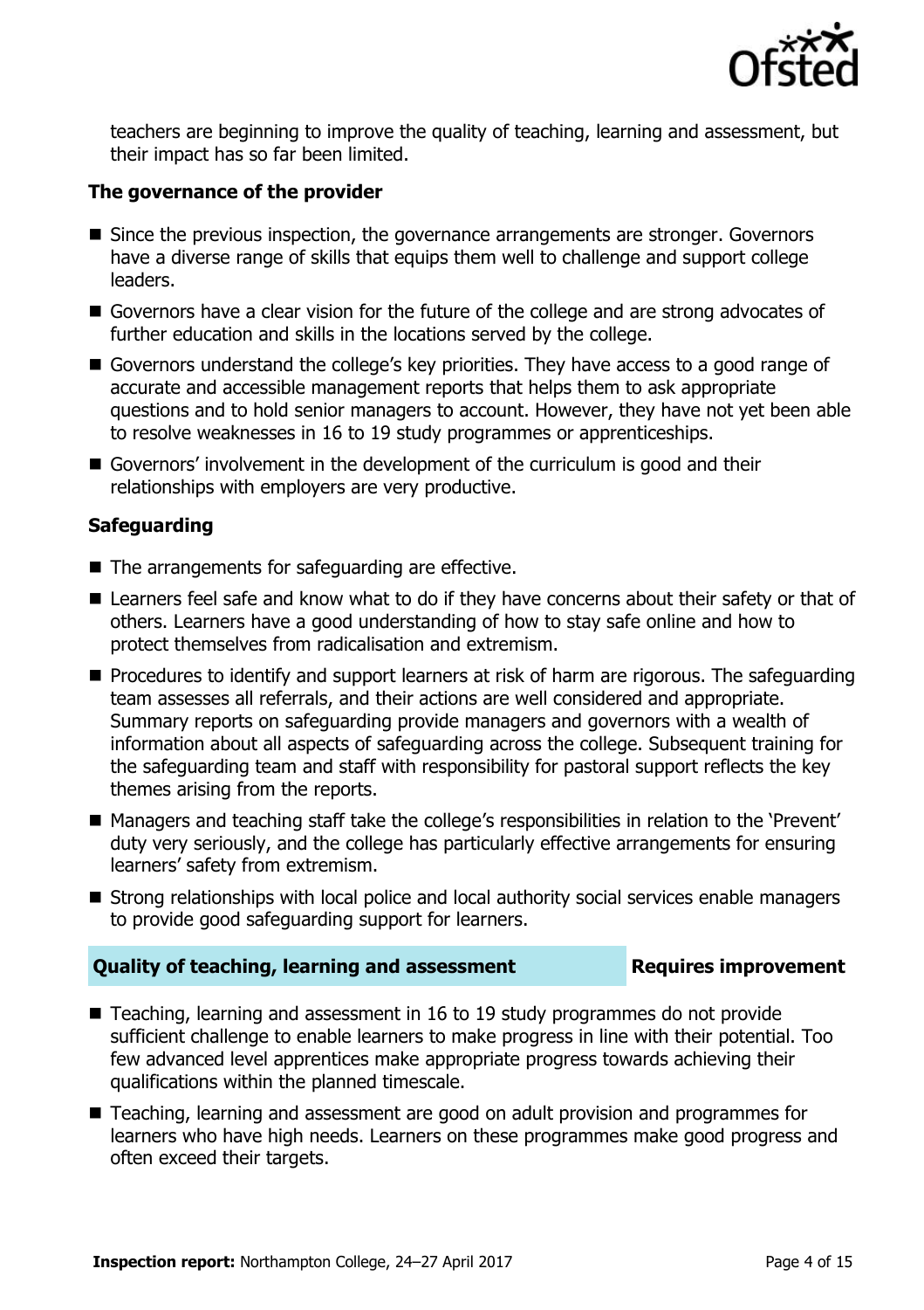teachers are beginning to improve the quality of teaching, learning and assessment, but their impact has so far been limited.

### The governance of the provider

- Since the previous inspection, the governance arrangements are stronger. Governors have a diverse range of skills that equips them well to challenge and support college leaders.
- Governors have a clear vision for the future of the college and are strong advocates of further education and skills in the locations served by the college.
- Governors understand the college's key priorities. They have access to a good range of accurate and accessible management reports that helps them to ask appropriate questions and to hold senior managers to account. However, they have not yet been able to resolve weaknesses in 16 to 19 study programmes or apprenticeships.
- Governors' involvement in the development of the curriculum is good and their relationships with employers are very productive.

### Safeguarding

- The arrangements for safeguarding are effective.
- Learners feel safe and know what to do if they have concerns about their safety or that of others. Learners have a good understanding of how to stay safe online and how to protect themselves from radicalisation and extremism.
- Procedures to identify and support learners at risk of harm are rigorous. The safeguarding team assesses all referrals, and their actions are well considered and appropriate. Summary reports on safeguarding provide managers and governors with a wealth of information about all aspects of safeguarding across the college. Subsequent training for the safeguarding team and staff with responsibility for pastoral support reflects the key themes arising from the reports.
- Managers and teaching staff take the college's responsibilities in relation to the 'Prevent' duty very seriously, and the college has particularly effective arrangements for ensuring learners' safety from extremism.
- Strong relationships with local police and local authority social services enable managers to provide good safeguarding support for learners.

## Quality of teaching, learning and assessment — Requires improvement

- Teaching, learning and assessment in 16 to 19 study programmes do not provide sufficient challenge to enable learners to make progress in line with their potential. Too few advanced level apprentices make appropriate progress towards achieving their qualifications within the planned timescale.
- Teaching, learning and assessment are good on adult provision and programmes for learners who have high needs. Learners on these programmes make good progress and often exceed their targets.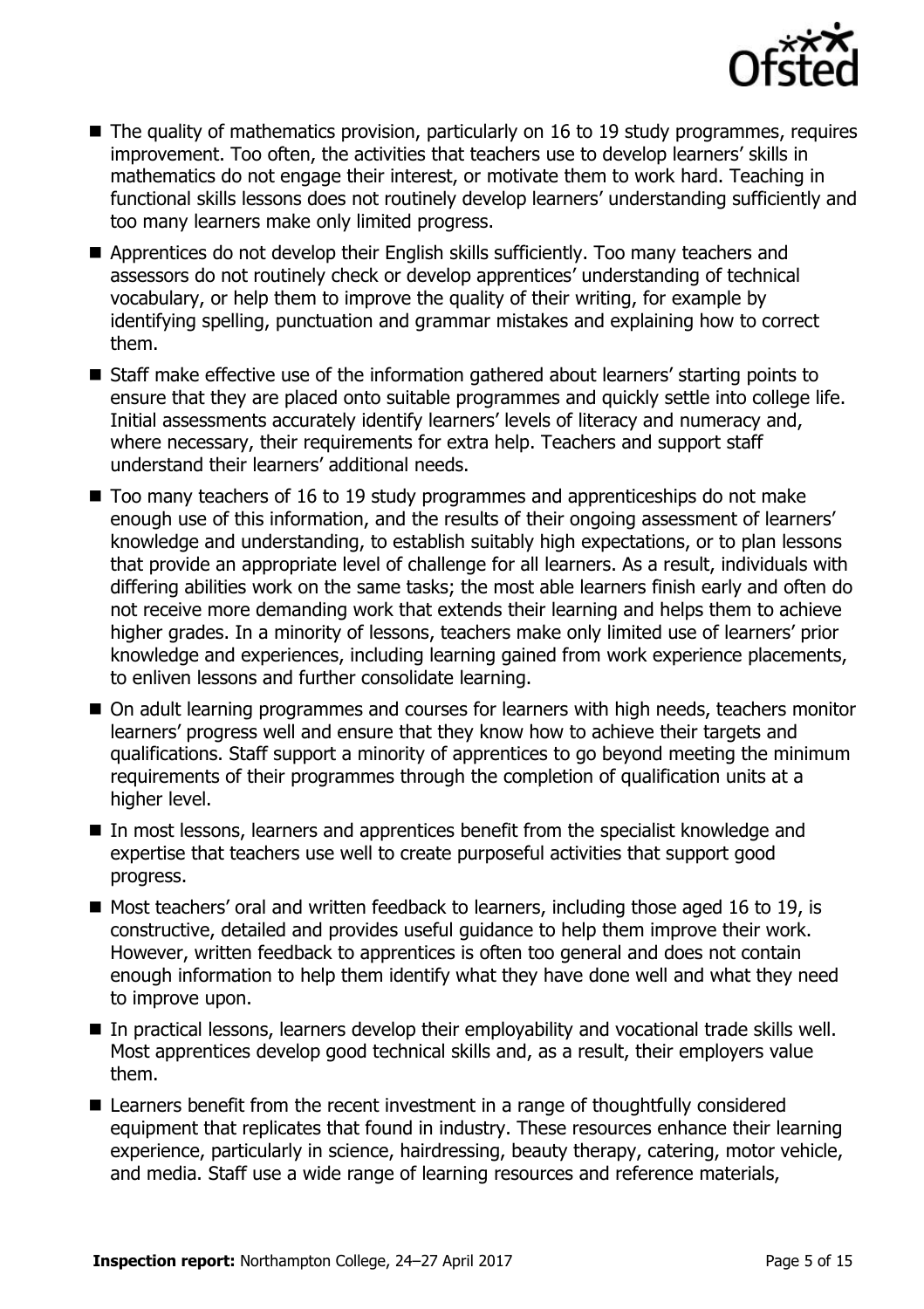- The quality of mathematics provision, particularly on 16 to 19 study programmes, requires improvement. Too often, the activities that teachers use to develop learners' skills in mathematics do not engage their interest, or motivate them to work hard. Teaching in functional skills lessons does not routinely develop learners' understanding sufficiently and too many learners make only limited progress.
- Apprentices do not develop their English skills sufficiently. Too many teachers and assessors do not routinely check or develop apprentices' understanding of technical vocabulary, or help them to improve the quality of their writing, for example by identifying spelling, punctuation and grammar mistakes and explaining how to correct them.
- Staff make effective use of the information gathered about learners' starting points to ensure that they are placed onto suitable programmes and quickly settle into college life. Initial assessments accurately identify learners' levels of literacy and numeracy and, where necessary, their requirements for extra help. Teachers and support staff understand their learners' additional needs.
- Too many teachers of 16 to 19 study programmes and apprenticeships do not make enough use of this information, and the results of their ongoing assessment of learners' knowledge and understanding, to establish suitably high expectations, or to plan lessons that provide an appropriate level of challenge for all learners. As a result, individuals with differing abilities work on the same tasks; the most able learners finish early and often do not receive more demanding work that extends their learning and helps them to achieve higher grades. In a minority of lessons, teachers make only limited use of learners' prior knowledge and experiences, including learning gained from work experience placements, to enliven lessons and further consolidate learning.
- On adult learning programmes and courses for learners with high needs, teachers monitor learners' progress well and ensure that they know how to achieve their targets and qualifications. Staff support a minority of apprentices to go beyond meeting the minimum requirements of their programmes through the completion of qualification units at a higher level.
- In most lessons, learners and apprentices benefit from the specialist knowledge and expertise that teachers use well to create purposeful activities that support good progress.
- Most teachers' oral and written feedback to learners, including those aged 16 to 19, is constructive, detailed and provides useful guidance to help them improve their work. However, written feedback to apprentices is often too general and does not contain enough information to help them identify what they have done well and what they need to improve upon.
- In practical lessons, learners develop their employability and vocational trade skills well. Most apprentices develop good technical skills and, as a result, their employers value them.
- Learners benefit from the recent investment in a range of thoughtfully considered equipment that replicates that found in industry. These resources enhance their learning experience, particularly in science, hairdressing, beauty therapy, catering, motor vehicle, and media. Staff use a wide range of learning resources and reference materials,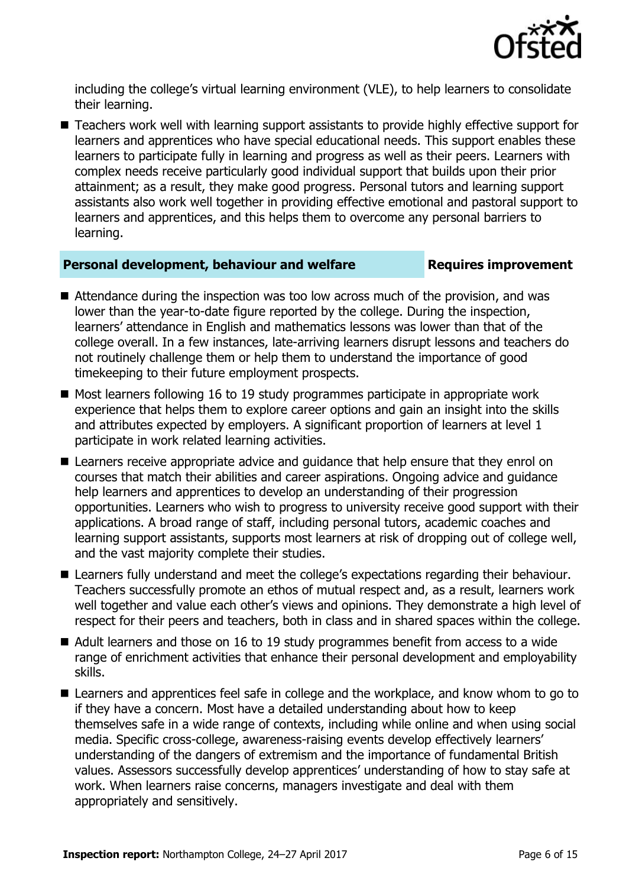including the college's virtual learning environment (VLE), to help learners to consolidate their learning.

- Teachers work well with learning support assistants to provide highly effective support for learners and apprentices who have special educational needs. This support enables these learners to participate fully in learning and progress as well as their peers. Learners with complex needs receive particularly good individual support that builds upon their prior attainment; as a result, they make good progress. Personal tutors and learning support assistants also work well together in providing effective emotional and pastoral support to learners and apprentices, and this helps them to overcome any personal barriers to learning.

## Personal development, behaviour and welfare — Requires improvement

- Attendance during the inspection was too low across much of the provision, and was lower than the year-to-date figure reported by the college. During the inspection, learners' attendance in English and mathematics lessons was lower than that of the college overall. In a few instances, late-arriving learners disrupt lessons and teachers do not routinely challenge them or help them to understand the importance of good timekeeping to their future employment prospects.
- Most learners following 16 to 19 study programmes participate in appropriate work experience that helps them to explore career options and gain an insight into the skills and attributes expected by employers. A significant proportion of learners at level 1 participate in work related learning activities.
- Learners receive appropriate advice and guidance that help ensure that they enrol on courses that match their abilities and career aspirations. Ongoing advice and guidance help learners and apprentices to develop an understanding of their progression opportunities. Learners who wish to progress to university receive good support with their applications. A broad range of staff, including personal tutors, academic coaches and learning support assistants, supports most learners at risk of dropping out of college well, and the vast majority complete their studies.
- Learners fully understand and meet the college's expectations regarding their behaviour. Teachers successfully promote an ethos of mutual respect and, as a result, learners work well together and value each other's views and opinions. They demonstrate a high level of respect for their peers and teachers, both in class and in shared spaces within the college.
- Adult learners and those on 16 to 19 study programmes benefit from access to a wide range of enrichment activities that enhance their personal development and employability skills.
- Learners and apprentices feel safe in college and the workplace, and know whom to go to if they have a concern. Most have a detailed understanding about how to keep themselves safe in a wide range of contexts, including while online and when using social media. Specific cross-college, awareness-raising events develop effectively learners' understanding of the dangers of extremism and the importance of fundamental British values. Assessors successfully develop apprentices' understanding of how to stay safe at work. When learners raise concerns, managers investigate and deal with them appropriately and sensitively.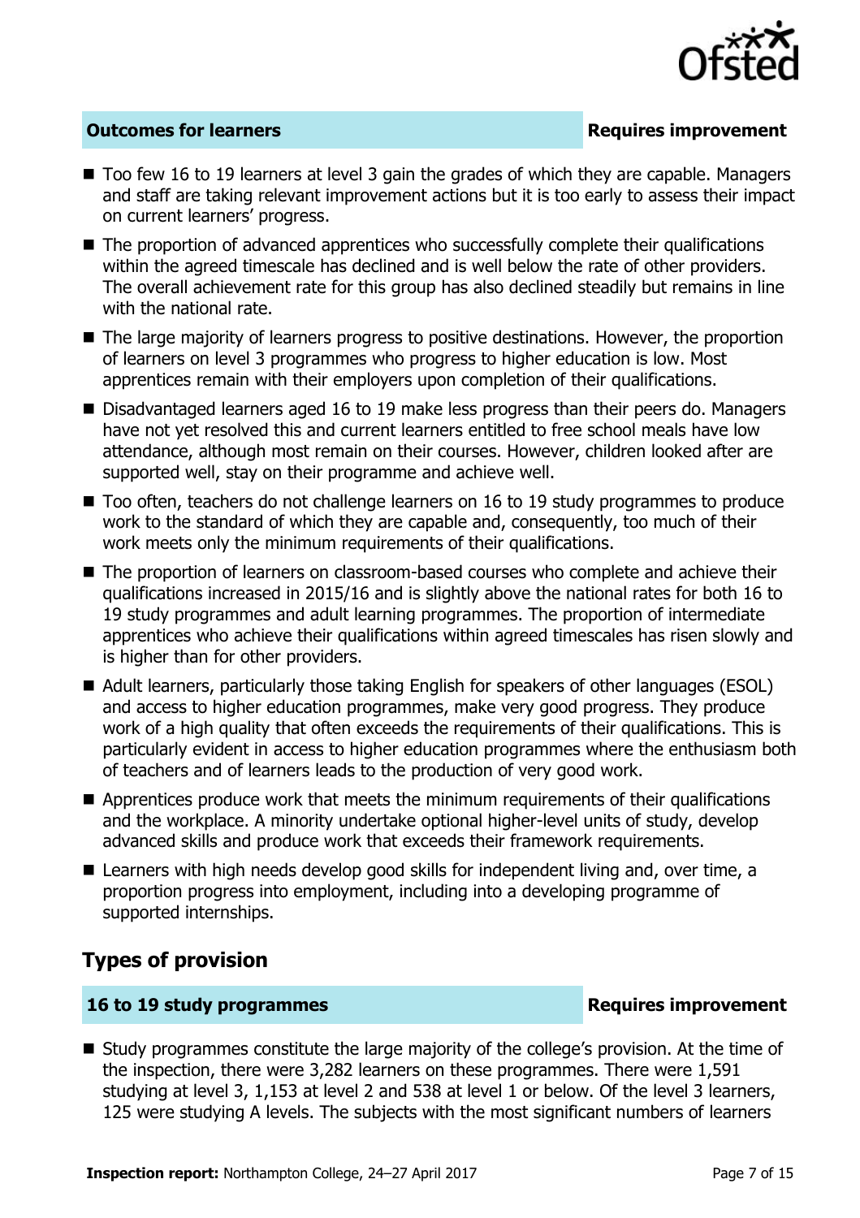**Outcomes for learners** **Requires improvement**

- Too few 16 to 19 learners at level 3 gain the grades of which they are capable. Managers and staff are taking relevant improvement actions but it is too early to assess their impact on current learners' progress.
- The proportion of advanced apprentices who successfully complete their qualifications within the agreed timescale has declined and is well below the rate of other providers. The overall achievement rate for this group has also declined steadily but remains in line with the national rate.
- The large majority of learners progress to positive destinations. However, the proportion of learners on level 3 programmes who progress to higher education is low. Most apprentices remain with their employers upon completion of their qualifications.
- Disadvantaged learners aged 16 to 19 make less progress than their peers do. Managers have not yet resolved this and current learners entitled to free school meals have low attendance, although most remain on their courses. However, children looked after are supported well, stay on their programme and achieve well.
- Too often, teachers do not challenge learners on 16 to 19 study programmes to produce work to the standard of which they are capable and, consequently, too much of their work meets only the minimum requirements of their qualifications.
- The proportion of learners on classroom-based courses who complete and achieve their qualifications increased in 2015/16 and is slightly above the national rates for both 16 to 19 study programmes and adult learning programmes. The proportion of intermediate apprentices who achieve their qualifications within agreed timescales has risen slowly and is higher than for other providers.
- Adult learners, particularly those taking English for speakers of other languages (ESOL) and access to higher education programmes, make very good progress. They produce work of a high quality that often exceeds the requirements of their qualifications. This is particularly evident in access to higher education programmes where the enthusiasm both of teachers and of learners leads to the production of very good work.
- Apprentices produce work that meets the minimum requirements of their qualifications and the workplace. A minority undertake optional higher-level units of study, develop advanced skills and produce work that exceeds their framework requirements.
- Learners with high needs develop good skills for independent living and, over time, a proportion progress into employment, including into a developing programme of supported internships.

## Types of provision

**16 to 19 study programmes** **Requires improvement**

- Study programmes constitute the large majority of the college's provision. At the time of the inspection, there were 3,282 learners on these programmes. There were 1,591 studying at level 3, 1,153 at level 2 and 538 at level 1 or below. Of the level 3 learners, 125 were studying A levels. The subjects with the most significant numbers of learners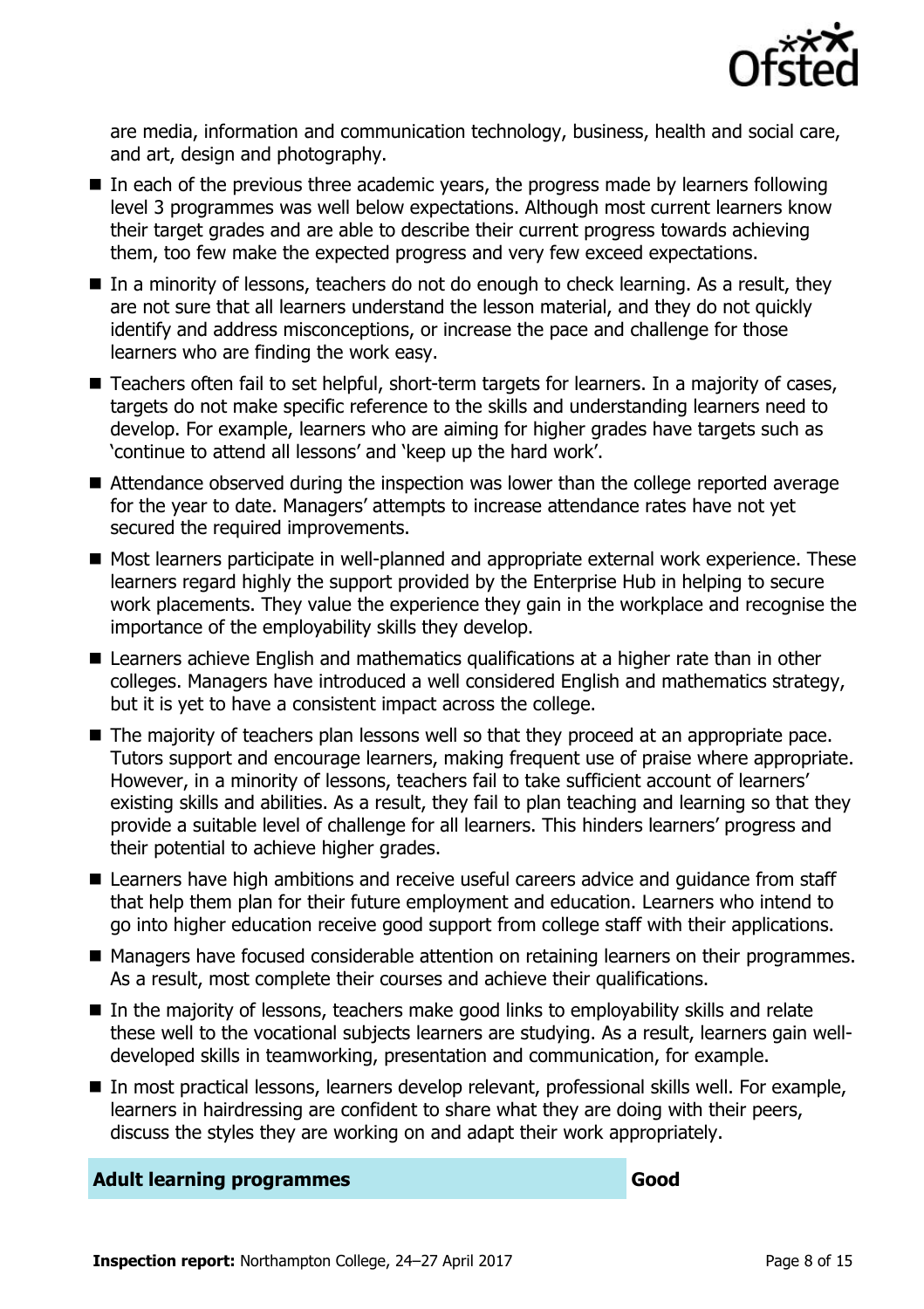are media, information and communication technology, business, health and social care, and art, design and photography.

- In each of the previous three academic years, the progress made by learners following level 3 programmes was well below expectations. Although most current learners know their target grades and are able to describe their current progress towards achieving them, too few make the expected progress and very few exceed expectations.
- In a minority of lessons, teachers do not do enough to check learning. As a result, they are not sure that all learners understand the lesson material, and they do not quickly identify and address misconceptions, or increase the pace and challenge for those learners who are finding the work easy.
- Teachers often fail to set helpful, short-term targets for learners. In a majority of cases, targets do not make specific reference to the skills and understanding learners need to develop. For example, learners who are aiming for higher grades have targets such as 'continue to attend all lessons' and 'keep up the hard work'.
- Attendance observed during the inspection was lower than the college reported average for the year to date. Managers' attempts to increase attendance rates have not yet secured the required improvements.
- Most learners participate in well-planned and appropriate external work experience. These learners regard highly the support provided by the Enterprise Hub in helping to secure work placements. They value the experience they gain in the workplace and recognise the importance of the employability skills they develop.
- Learners achieve English and mathematics qualifications at a higher rate than in other colleges. Managers have introduced a well considered English and mathematics strategy, but it is yet to have a consistent impact across the college.
- The majority of teachers plan lessons well so that they proceed at an appropriate pace. Tutors support and encourage learners, making frequent use of praise where appropriate. However, in a minority of lessons, teachers fail to take sufficient account of learners' existing skills and abilities. As a result, they fail to plan teaching and learning so that they provide a suitable level of challenge for all learners. This hinders learners' progress and their potential to achieve higher grades.
- Learners have high ambitions and receive useful careers advice and guidance from staff that help them plan for their future employment and education. Learners who intend to go into higher education receive good support from college staff with their applications.
- Managers have focused considerable attention on retaining learners on their programmes. As a result, most complete their courses and achieve their qualifications.
- In the majority of lessons, teachers make good links to employability skills and relate these well to the vocational subjects learners are studying. As a result, learners gain well-developed skills in teamworking, presentation and communication, for example.
- In most practical lessons, learners develop relevant, professional skills well. For example, learners in hairdressing are confident to share what they are doing with their peers, discuss the styles they are working on and adapt their work appropriately.

| **Adult learning programmes** | **Good** |
|---|---|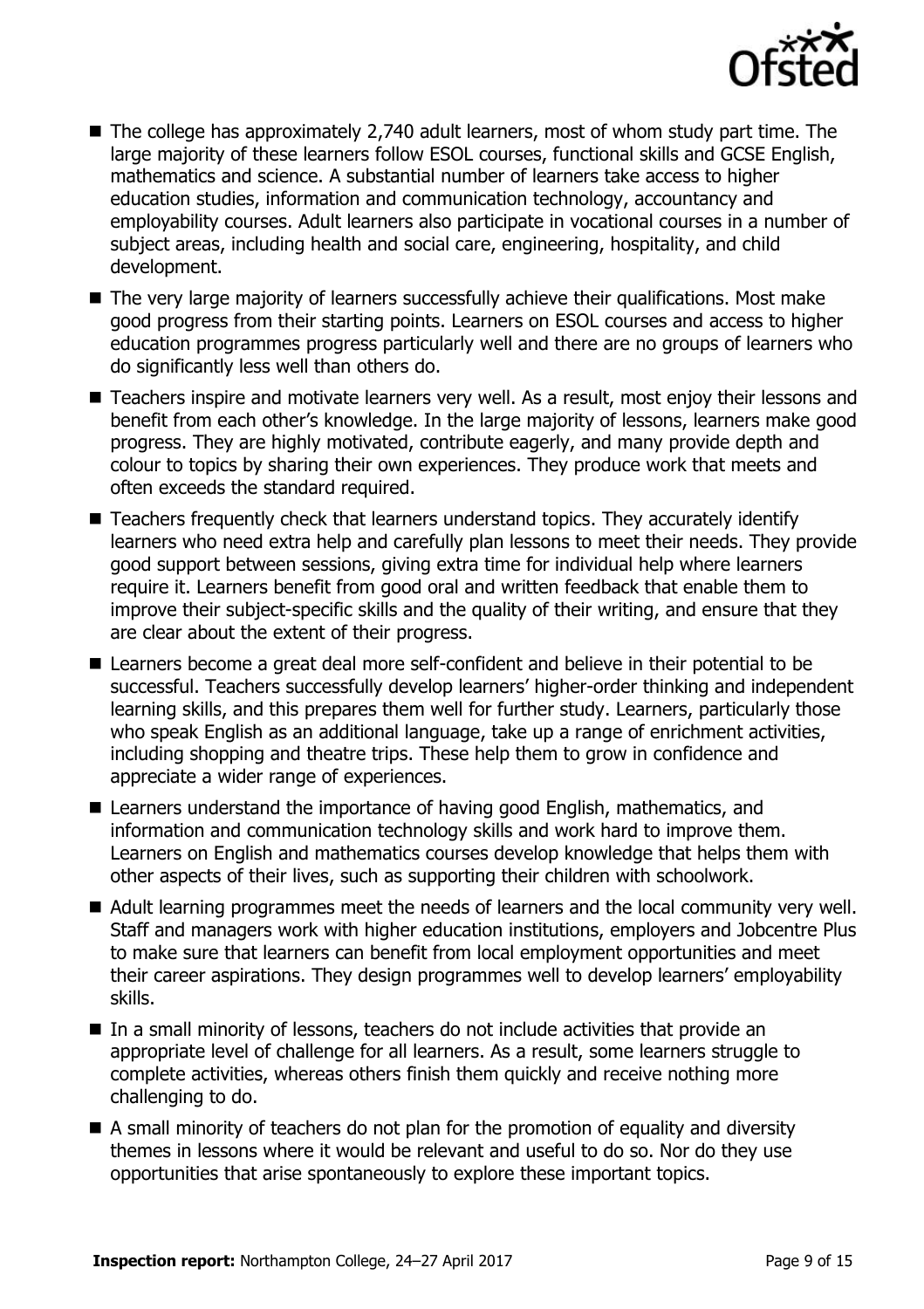- The college has approximately 2,740 adult learners, most of whom study part time. The large majority of these learners follow ESOL courses, functional skills and GCSE English, mathematics and science. A substantial number of learners take access to higher education studies, information and communication technology, accountancy and employability courses. Adult learners also participate in vocational courses in a number of subject areas, including health and social care, engineering, hospitality, and child development.
- The very large majority of learners successfully achieve their qualifications. Most make good progress from their starting points. Learners on ESOL courses and access to higher education programmes progress particularly well and there are no groups of learners who do significantly less well than others do.
- Teachers inspire and motivate learners very well. As a result, most enjoy their lessons and benefit from each other's knowledge. In the large majority of lessons, learners make good progress. They are highly motivated, contribute eagerly, and many provide depth and colour to topics by sharing their own experiences. They produce work that meets and often exceeds the standard required.
- Teachers frequently check that learners understand topics. They accurately identify learners who need extra help and carefully plan lessons to meet their needs. They provide good support between sessions, giving extra time for individual help where learners require it. Learners benefit from good oral and written feedback that enable them to improve their subject-specific skills and the quality of their writing, and ensure that they are clear about the extent of their progress.
- Learners become a great deal more self-confident and believe in their potential to be successful. Teachers successfully develop learners' higher-order thinking and independent learning skills, and this prepares them well for further study. Learners, particularly those who speak English as an additional language, take up a range of enrichment activities, including shopping and theatre trips. These help them to grow in confidence and appreciate a wider range of experiences.
- Learners understand the importance of having good English, mathematics, and information and communication technology skills and work hard to improve them. Learners on English and mathematics courses develop knowledge that helps them with other aspects of their lives, such as supporting their children with schoolwork.
- Adult learning programmes meet the needs of learners and the local community very well. Staff and managers work with higher education institutions, employers and Jobcentre Plus to make sure that learners can benefit from local employment opportunities and meet their career aspirations. They design programmes well to develop learners' employability skills.
- In a small minority of lessons, teachers do not include activities that provide an appropriate level of challenge for all learners. As a result, some learners struggle to complete activities, whereas others finish them quickly and receive nothing more challenging to do.
- A small minority of teachers do not plan for the promotion of equality and diversity themes in lessons where it would be relevant and useful to do so. Nor do they use opportunities that arise spontaneously to explore these important topics.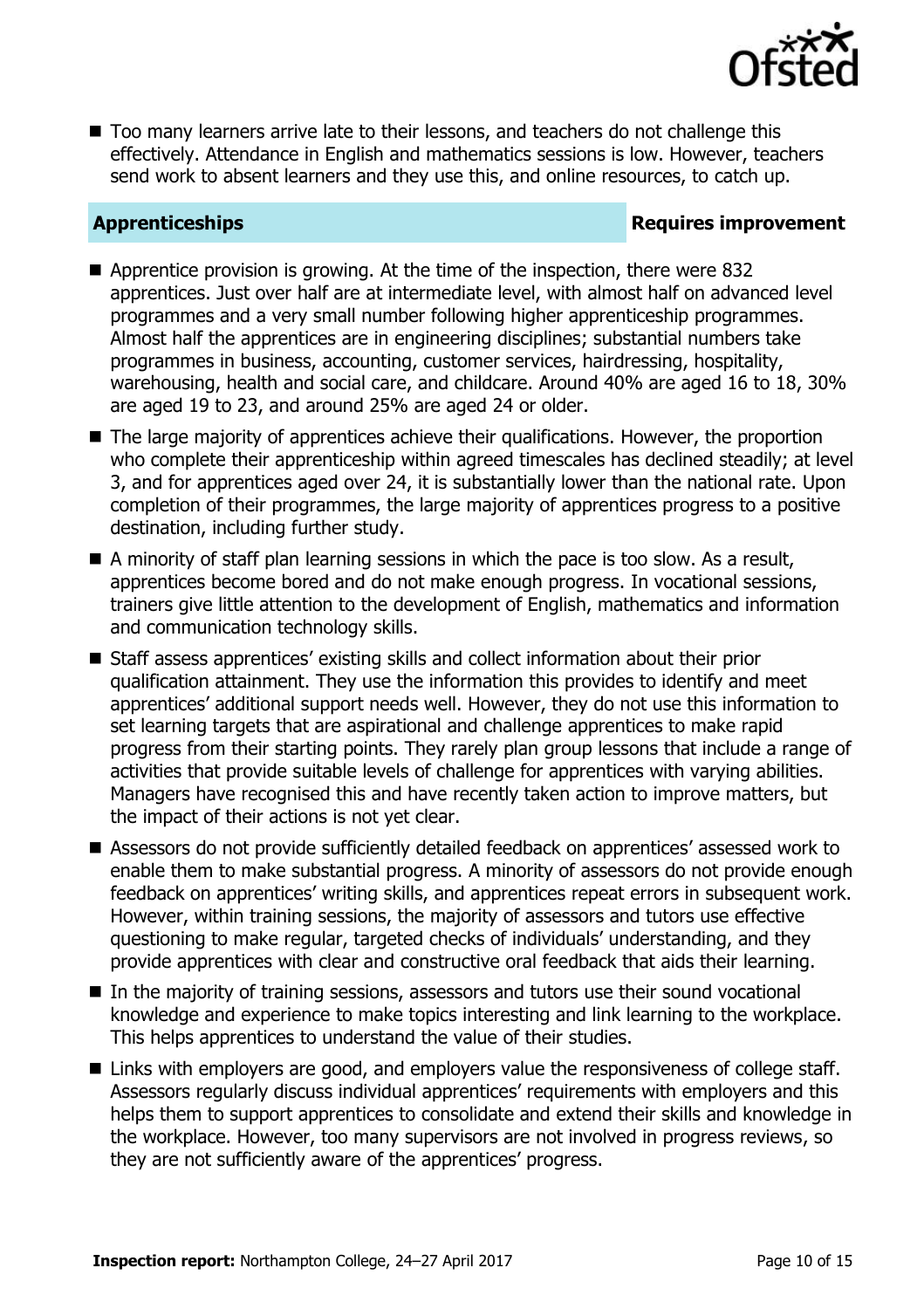- Too many learners arrive late to their lessons, and teachers do not challenge this effectively. Attendance in English and mathematics sessions is low. However, teachers send work to absent learners and they use this, and online resources, to catch up.

## Apprenticeships — Requires improvement

- Apprentice provision is growing. At the time of the inspection, there were 832 apprentices. Just over half are at intermediate level, with almost half on advanced level programmes and a very small number following higher apprenticeship programmes. Almost half the apprentices are in engineering disciplines; substantial numbers take programmes in business, accounting, customer services, hairdressing, hospitality, warehousing, health and social care, and childcare. Around 40% are aged 16 to 18, 30% are aged 19 to 23, and around 25% are aged 24 or older.
- The large majority of apprentices achieve their qualifications. However, the proportion who complete their apprenticeship within agreed timescales has declined steadily; at level 3, and for apprentices aged over 24, it is substantially lower than the national rate. Upon completion of their programmes, the large majority of apprentices progress to a positive destination, including further study.
- A minority of staff plan learning sessions in which the pace is too slow. As a result, apprentices become bored and do not make enough progress. In vocational sessions, trainers give little attention to the development of English, mathematics and information and communication technology skills.
- Staff assess apprentices' existing skills and collect information about their prior qualification attainment. They use the information this provides to identify and meet apprentices' additional support needs well. However, they do not use this information to set learning targets that are aspirational and challenge apprentices to make rapid progress from their starting points. They rarely plan group lessons that include a range of activities that provide suitable levels of challenge for apprentices with varying abilities. Managers have recognised this and have recently taken action to improve matters, but the impact of their actions is not yet clear.
- Assessors do not provide sufficiently detailed feedback on apprentices' assessed work to enable them to make substantial progress. A minority of assessors do not provide enough feedback on apprentices' writing skills, and apprentices repeat errors in subsequent work. However, within training sessions, the majority of assessors and tutors use effective questioning to make regular, targeted checks of individuals' understanding, and they provide apprentices with clear and constructive oral feedback that aids their learning.
- In the majority of training sessions, assessors and tutors use their sound vocational knowledge and experience to make topics interesting and link learning to the workplace. This helps apprentices to understand the value of their studies.
- Links with employers are good, and employers value the responsiveness of college staff. Assessors regularly discuss individual apprentices' requirements with employers and this helps them to support apprentices to consolidate and extend their skills and knowledge in the workplace. However, too many supervisors are not involved in progress reviews, so they are not sufficiently aware of the apprentices' progress.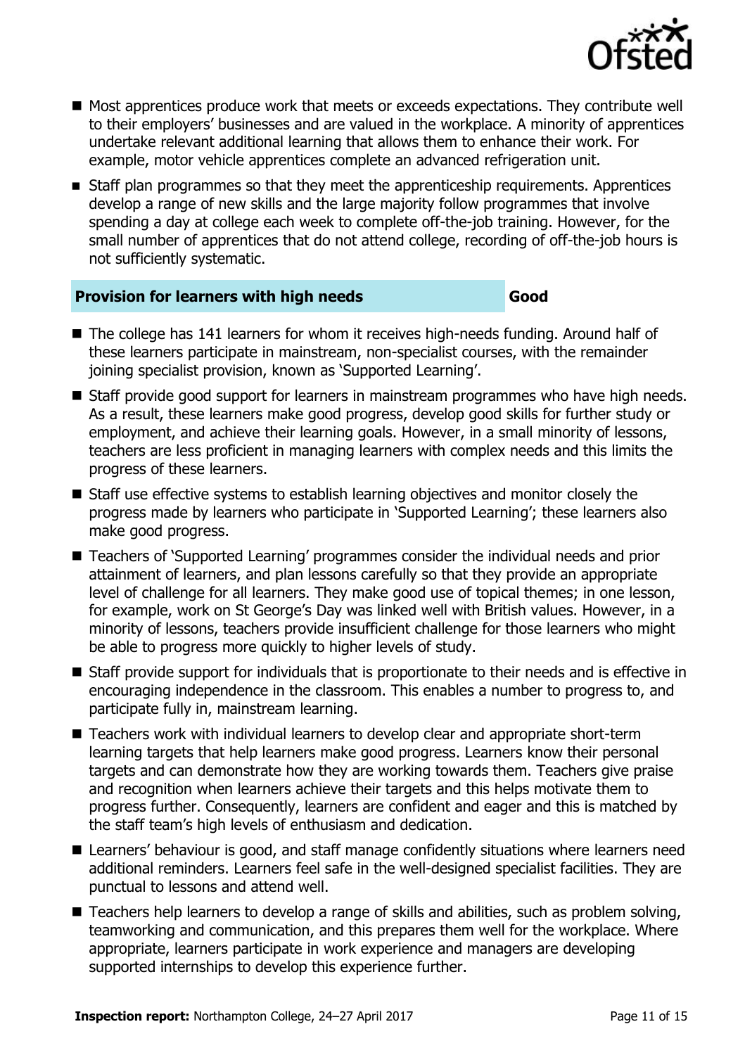- Most apprentices produce work that meets or exceeds expectations. They contribute well to their employers' businesses and are valued in the workplace. A minority of apprentices undertake relevant additional learning that allows them to enhance their work. For example, motor vehicle apprentices complete an advanced refrigeration unit.
- Staff plan programmes so that they meet the apprenticeship requirements. Apprentices develop a range of new skills and the large majority follow programmes that involve spending a day at college each week to complete off-the-job training. However, for the small number of apprentices that do not attend college, recording of off-the-job hours is not sufficiently systematic.

### Provision for learners with high needs — Good

- The college has 141 learners for whom it receives high-needs funding. Around half of these learners participate in mainstream, non-specialist courses, with the remainder joining specialist provision, known as 'Supported Learning'.
- Staff provide good support for learners in mainstream programmes who have high needs. As a result, these learners make good progress, develop good skills for further study or employment, and achieve their learning goals. However, in a small minority of lessons, teachers are less proficient in managing learners with complex needs and this limits the progress of these learners.
- Staff use effective systems to establish learning objectives and monitor closely the progress made by learners who participate in 'Supported Learning'; these learners also make good progress.
- Teachers of 'Supported Learning' programmes consider the individual needs and prior attainment of learners, and plan lessons carefully so that they provide an appropriate level of challenge for all learners. They make good use of topical themes; in one lesson, for example, work on St George's Day was linked well with British values. However, in a minority of lessons, teachers provide insufficient challenge for those learners who might be able to progress more quickly to higher levels of study.
- Staff provide support for individuals that is proportionate to their needs and is effective in encouraging independence in the classroom. This enables a number to progress to, and participate fully in, mainstream learning.
- Teachers work with individual learners to develop clear and appropriate short-term learning targets that help learners make good progress. Learners know their personal targets and can demonstrate how they are working towards them. Teachers give praise and recognition when learners achieve their targets and this helps motivate them to progress further. Consequently, learners are confident and eager and this is matched by the staff team's high levels of enthusiasm and dedication.
- Learners' behaviour is good, and staff manage confidently situations where learners need additional reminders. Learners feel safe in the well-designed specialist facilities. They are punctual to lessons and attend well.
- Teachers help learners to develop a range of skills and abilities, such as problem solving, teamworking and communication, and this prepares them well for the workplace. Where appropriate, learners participate in work experience and managers are developing supported internships to develop this experience further.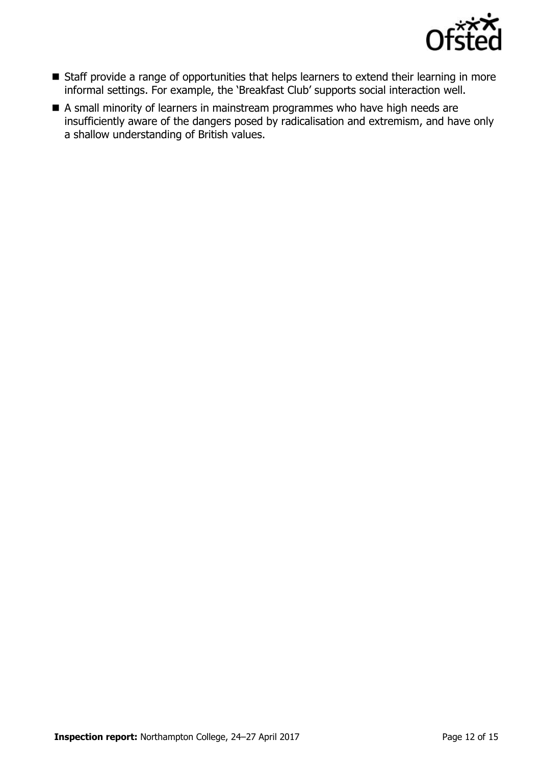- Staff provide a range of opportunities that helps learners to extend their learning in more informal settings. For example, the 'Breakfast Club' supports social interaction well.
- A small minority of learners in mainstream programmes who have high needs are insufficiently aware of the dangers posed by radicalisation and extremism, and have only a shallow understanding of British values.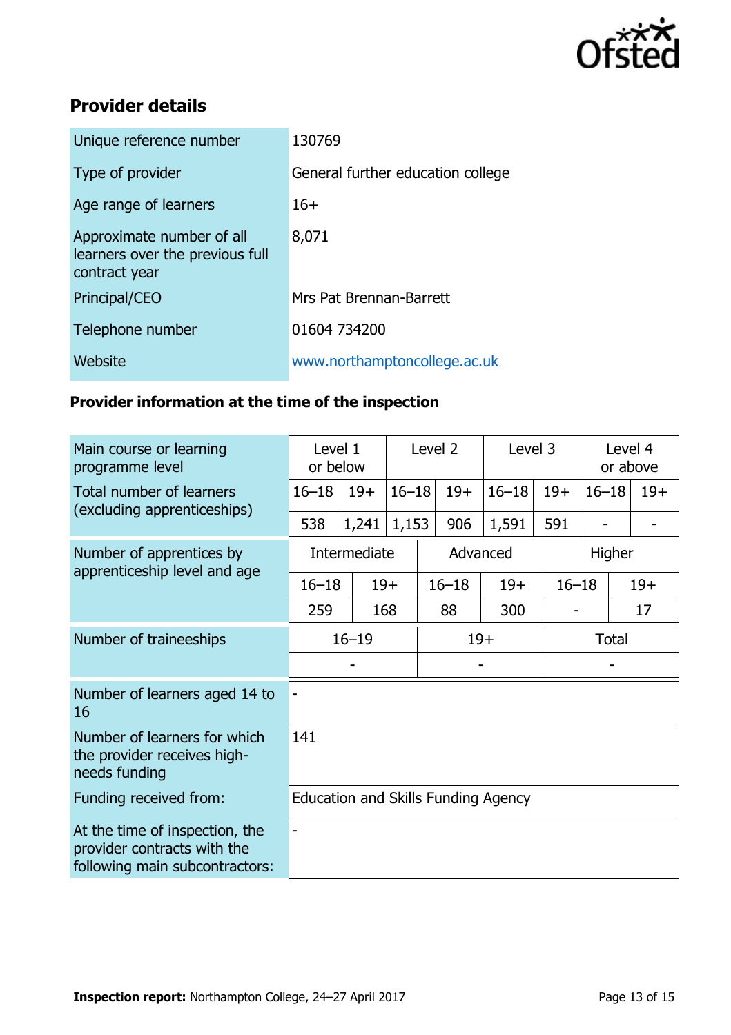## Provider details

| | |
|---|---|
| Unique reference number | 130769 |
| Type of provider | General further education college |
| Age range of learners | 16+ |
| Approximate number of all learners over the previous full contract year | 8,071 |
| Principal/CEO | Mrs Pat Brennan-Barrett |
| Telephone number | 01604 734200 |
| Website | www.northamptoncollege.ac.uk |

### Provider information at the time of the inspection

| Main course or learning programme level | Level 1 or below | | Level 2 | | Level 3 | | Level 4 or above | |
|---|---|---|---|---|---|---|---|---|
| Total number of learners (excluding apprenticeships) | 16–18 | 19+ | 16–18 | 19+ | 16–18 | 19+ | 16–18 | 19+ |
| | 538 | 1,241 | 1,153 | 906 | 1,591 | 591 | - | - |

| Number of apprentices by apprenticeship level and age | Intermediate | | Advanced | | Higher | |
|---|---|---|---|---|---|---|
| | 16–18 | 19+ | 16–18 | 19+ | 16–18 | 19+ |
| | 259 | 168 | 88 | 300 | - | 17 |

| Number of traineeships | 16–19 | 19+ | Total |
|---|---|---|---|
| | - | - | - |

| | |
|---|---|
| Number of learners aged 14 to 16 | - |
| Number of learners for which the provider receives high-needs funding | 141 |
| Funding received from: | Education and Skills Funding Agency |
| At the time of inspection, the provider contracts with the following main subcontractors: | - |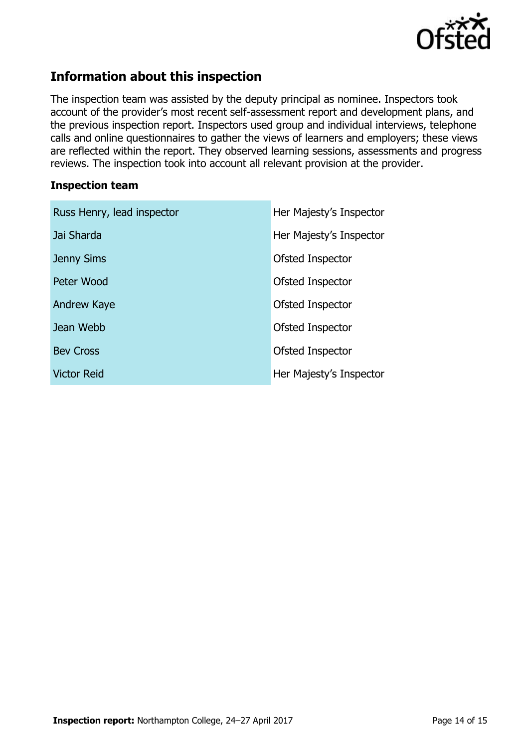## Information about this inspection

The inspection team was assisted by the deputy principal as nominee. Inspectors took account of the provider's most recent self-assessment report and development plans, and the previous inspection report. Inspectors used group and individual interviews, telephone calls and online questionnaires to gather the views of learners and employers; these views are reflected within the report. They observed learning sessions, assessments and progress reviews. The inspection took into account all relevant provision at the provider.

### Inspection team

| | |
|---|---|
| Russ Henry, lead inspector | Her Majesty's Inspector |
| Jai Sharda | Her Majesty's Inspector |
| Jenny Sims | Ofsted Inspector |
| Peter Wood | Ofsted Inspector |
| Andrew Kaye | Ofsted Inspector |
| Jean Webb | Ofsted Inspector |
| Bev Cross | Ofsted Inspector |
| Victor Reid | Her Majesty's Inspector |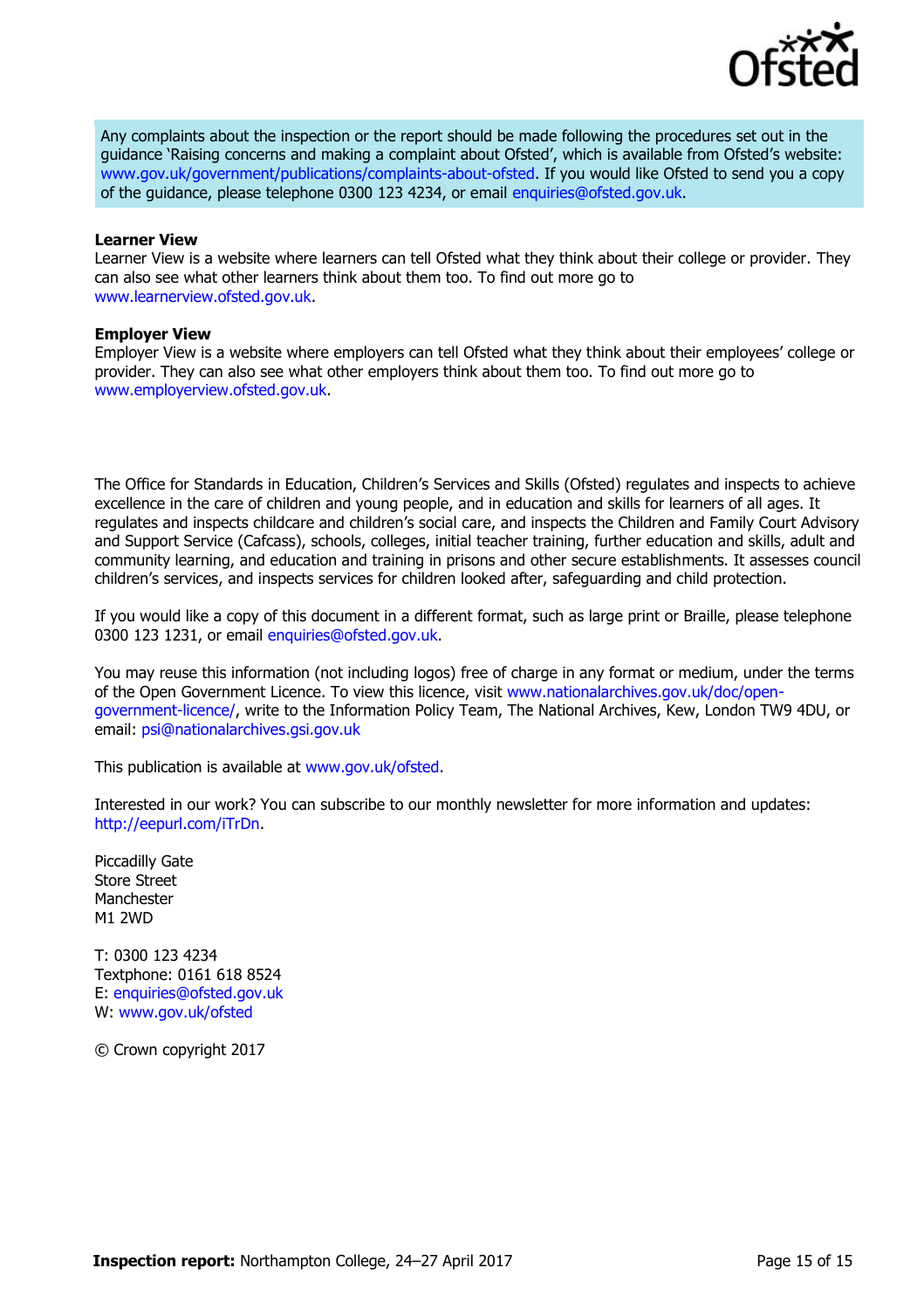Any complaints about the inspection or the report should be made following the procedures set out in the guidance 'Raising concerns and making a complaint about Ofsted', which is available from Ofsted's website: www.gov.uk/government/publications/complaints-about-ofsted. If you would like Ofsted to send you a copy of the guidance, please telephone 0300 123 4234, or email enquiries@ofsted.gov.uk.

**Learner View**
Learner View is a website where learners can tell Ofsted what they think about their college or provider. They can also see what other learners think about them too. To find out more go to www.learnerview.ofsted.gov.uk.

**Employer View**
Employer View is a website where employers can tell Ofsted what they think about their employees' college or provider. They can also see what other employers think about them too. To find out more go to www.employerview.ofsted.gov.uk.

The Office for Standards in Education, Children's Services and Skills (Ofsted) regulates and inspects to achieve excellence in the care of children and young people, and in education and skills for learners of all ages. It regulates and inspects childcare and children's social care, and inspects the Children and Family Court Advisory and Support Service (Cafcass), schools, colleges, initial teacher training, further education and skills, adult and community learning, and education and training in prisons and other secure establishments. It assesses council children's services, and inspects services for children looked after, safeguarding and child protection.

If you would like a copy of this document in a different format, such as large print or Braille, please telephone 0300 123 1231, or email enquiries@ofsted.gov.uk.

You may reuse this information (not including logos) free of charge in any format or medium, under the terms of the Open Government Licence. To view this licence, visit www.nationalarchives.gov.uk/doc/open-government-licence/, write to the Information Policy Team, The National Archives, Kew, London TW9 4DU, or email: psi@nationalarchives.gsi.gov.uk

This publication is available at www.gov.uk/ofsted.

Interested in our work? You can subscribe to our monthly newsletter for more information and updates: http://eepurl.com/iTrDn.

Piccadilly Gate
Store Street
Manchester
M1 2WD

T: 0300 123 4234
Textphone: 0161 618 8524
E: enquiries@ofsted.gov.uk
W: www.gov.uk/ofsted

© Crown copyright 2017